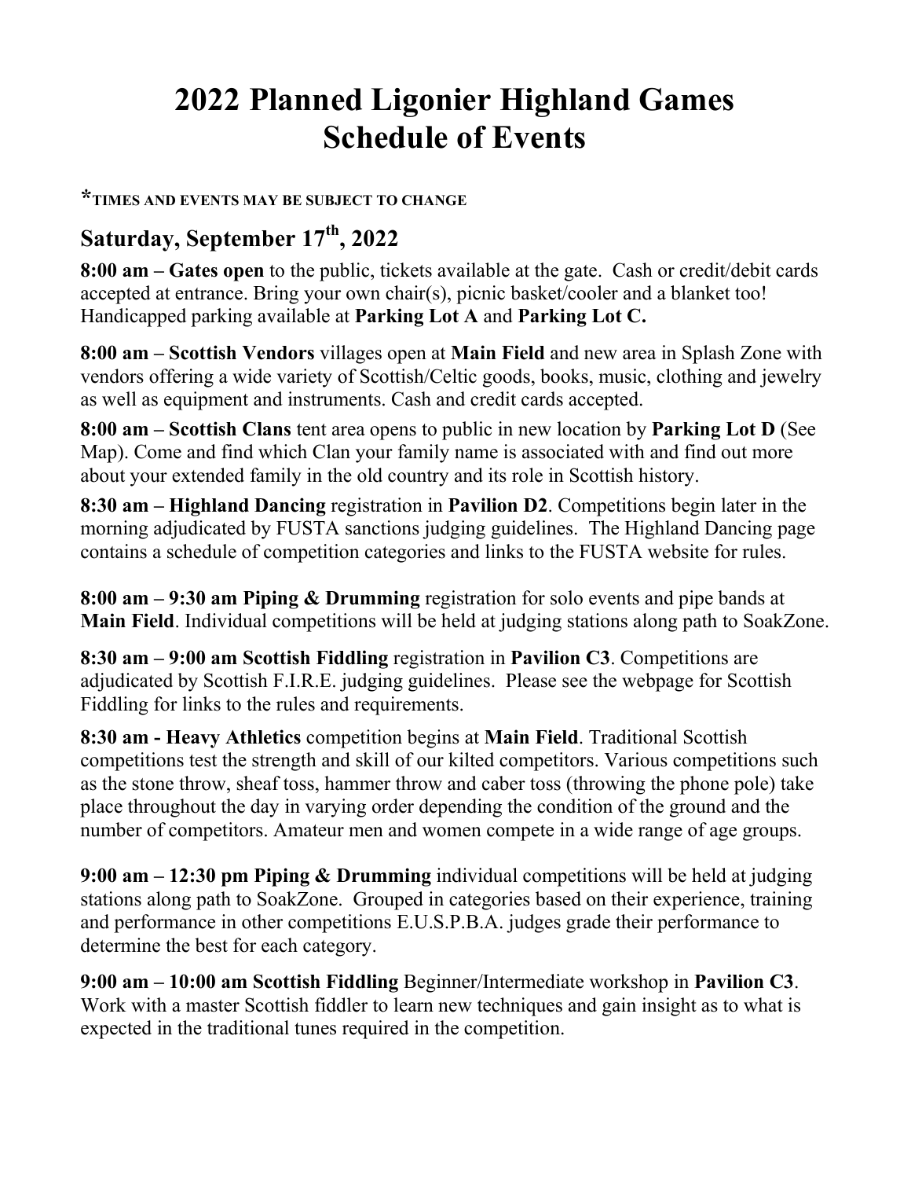# 2022 Planned Ligonier Highland Games Schedule of Events

***TIMES AND EVENTS MAY BE SUBJECT TO CHANGE**

## Saturday, September 17th, 2022

**8:00 am – Gates open** to the public, tickets available at the gate. Cash or credit/debit cards accepted at entrance. Bring your own chair(s), picnic basket/cooler and a blanket too! Handicapped parking available at **Parking Lot A** and **Parking Lot C.**

**8:00 am – Scottish Vendors** villages open at **Main Field** and new area in Splash Zone with vendors offering a wide variety of Scottish/Celtic goods, books, music, clothing and jewelry as well as equipment and instruments. Cash and credit cards accepted.

**8:00 am – Scottish Clans** tent area opens to public in new location by **Parking Lot D** (See Map). Come and find which Clan your family name is associated with and find out more about your extended family in the old country and its role in Scottish history.

**8:30 am – Highland Dancing** registration in **Pavilion D2**. Competitions begin later in the morning adjudicated by FUSTA sanctions judging guidelines. The Highland Dancing page contains a schedule of competition categories and links to the FUSTA website for rules.

**8:00 am – 9:30 am Piping & Drumming** registration for solo events and pipe bands at **Main Field**. Individual competitions will be held at judging stations along path to SoakZone.

**8:30 am – 9:00 am Scottish Fiddling** registration in **Pavilion C3**. Competitions are adjudicated by Scottish F.I.R.E. judging guidelines. Please see the webpage for Scottish Fiddling for links to the rules and requirements.

**8:30 am - Heavy Athletics** competition begins at **Main Field**. Traditional Scottish competitions test the strength and skill of our kilted competitors. Various competitions such as the stone throw, sheaf toss, hammer throw and caber toss (throwing the phone pole) take place throughout the day in varying order depending the condition of the ground and the number of competitors. Amateur men and women compete in a wide range of age groups.

**9:00 am – 12:30 pm Piping & Drumming** individual competitions will be held at judging stations along path to SoakZone. Grouped in categories based on their experience, training and performance in other competitions E.U.S.P.B.A. judges grade their performance to determine the best for each category.

**9:00 am – 10:00 am Scottish Fiddling** Beginner/Intermediate workshop in **Pavilion C3**. Work with a master Scottish fiddler to learn new techniques and gain insight as to what is expected in the traditional tunes required in the competition.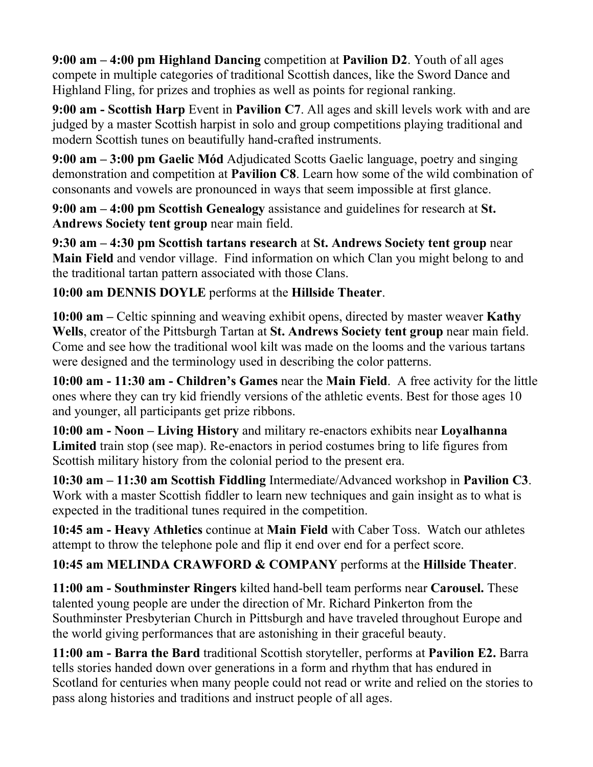**9:00 am – 4:00 pm Highland Dancing** competition at **Pavilion D2**. Youth of all ages compete in multiple categories of traditional Scottish dances, like the Sword Dance and Highland Fling, for prizes and trophies as well as points for regional ranking.

**9:00 am - Scottish Harp** Event in **Pavilion C7**. All ages and skill levels work with and are judged by a master Scottish harpist in solo and group competitions playing traditional and modern Scottish tunes on beautifully hand-crafted instruments.

**9:00 am – 3:00 pm Gaelic Mód** Adjudicated Scotts Gaelic language, poetry and singing demonstration and competition at **Pavilion C8**. Learn how some of the wild combination of consonants and vowels are pronounced in ways that seem impossible at first glance.

**9:00 am – 4:00 pm Scottish Genealogy** assistance and guidelines for research at **St. Andrews Society tent group** near main field.

**9:30 am – 4:30 pm Scottish tartans research** at **St. Andrews Society tent group** near **Main Field** and vendor village. Find information on which Clan you might belong to and the traditional tartan pattern associated with those Clans.

**10:00 am DENNIS DOYLE** performs at the **Hillside Theater**.

**10:00 am –** Celtic spinning and weaving exhibit opens, directed by master weaver **Kathy Wells**, creator of the Pittsburgh Tartan at **St. Andrews Society tent group** near main field. Come and see how the traditional wool kilt was made on the looms and the various tartans were designed and the terminology used in describing the color patterns.

**10:00 am - 11:30 am - Children's Games** near the **Main Field**. A free activity for the little ones where they can try kid friendly versions of the athletic events. Best for those ages 10 and younger, all participants get prize ribbons.

**10:00 am - Noon – Living History** and military re-enactors exhibits near **Loyalhanna Limited** train stop (see map). Re-enactors in period costumes bring to life figures from Scottish military history from the colonial period to the present era.

**10:30 am – 11:30 am Scottish Fiddling** Intermediate/Advanced workshop in **Pavilion C3**. Work with a master Scottish fiddler to learn new techniques and gain insight as to what is expected in the traditional tunes required in the competition.

**10:45 am - Heavy Athletics** continue at **Main Field** with Caber Toss. Watch our athletes attempt to throw the telephone pole and flip it end over end for a perfect score.

**10:45 am MELINDA CRAWFORD & COMPANY** performs at the **Hillside Theater**.

**11:00 am - Southminster Ringers** kilted hand-bell team performs near **Carousel.** These talented young people are under the direction of Mr. Richard Pinkerton from the Southminster Presbyterian Church in Pittsburgh and have traveled throughout Europe and the world giving performances that are astonishing in their graceful beauty.

**11:00 am - Barra the Bard** traditional Scottish storyteller, performs at **Pavilion E2.** Barra tells stories handed down over generations in a form and rhythm that has endured in Scotland for centuries when many people could not read or write and relied on the stories to pass along histories and traditions and instruct people of all ages.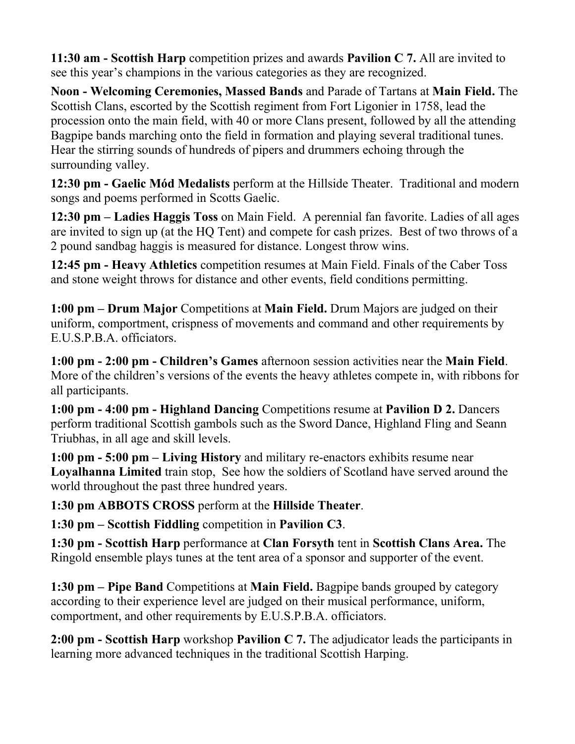**11:30 am - Scottish Harp** competition prizes and awards **Pavilion C 7.** All are invited to see this year's champions in the various categories as they are recognized.

**Noon - Welcoming Ceremonies, Massed Bands** and Parade of Tartans at **Main Field.** The Scottish Clans, escorted by the Scottish regiment from Fort Ligonier in 1758, lead the procession onto the main field, with 40 or more Clans present, followed by all the attending Bagpipe bands marching onto the field in formation and playing several traditional tunes. Hear the stirring sounds of hundreds of pipers and drummers echoing through the surrounding valley.

**12:30 pm - Gaelic Mód Medalists** perform at the Hillside Theater. Traditional and modern songs and poems performed in Scotts Gaelic.

**12:30 pm – Ladies Haggis Toss** on Main Field. A perennial fan favorite. Ladies of all ages are invited to sign up (at the HQ Tent) and compete for cash prizes. Best of two throws of a 2 pound sandbag haggis is measured for distance. Longest throw wins.

**12:45 pm - Heavy Athletics** competition resumes at Main Field. Finals of the Caber Toss and stone weight throws for distance and other events, field conditions permitting.

**1:00 pm – Drum Major** Competitions at **Main Field.** Drum Majors are judged on their uniform, comportment, crispness of movements and command and other requirements by E.U.S.P.B.A. officiators.

**1:00 pm - 2:00 pm - Children's Games** afternoon session activities near the **Main Field**. More of the children's versions of the events the heavy athletes compete in, with ribbons for all participants.

**1:00 pm - 4:00 pm - Highland Dancing** Competitions resume at **Pavilion D 2.** Dancers perform traditional Scottish gambols such as the Sword Dance, Highland Fling and Seann Triubhas, in all age and skill levels.

**1:00 pm - 5:00 pm – Living History** and military re-enactors exhibits resume near **Loyalhanna Limited** train stop, See how the soldiers of Scotland have served around the world throughout the past three hundred years.

**1:30 pm ABBOTS CROSS** perform at the **Hillside Theater**.

**1:30 pm – Scottish Fiddling** competition in **Pavilion C3**.

**1:30 pm - Scottish Harp** performance at **Clan Forsyth** tent in **Scottish Clans Area.** The Ringold ensemble plays tunes at the tent area of a sponsor and supporter of the event.

**1:30 pm – Pipe Band** Competitions at **Main Field.** Bagpipe bands grouped by category according to their experience level are judged on their musical performance, uniform, comportment, and other requirements by E.U.S.P.B.A. officiators.

**2:00 pm - Scottish Harp** workshop **Pavilion C 7.** The adjudicator leads the participants in learning more advanced techniques in the traditional Scottish Harping.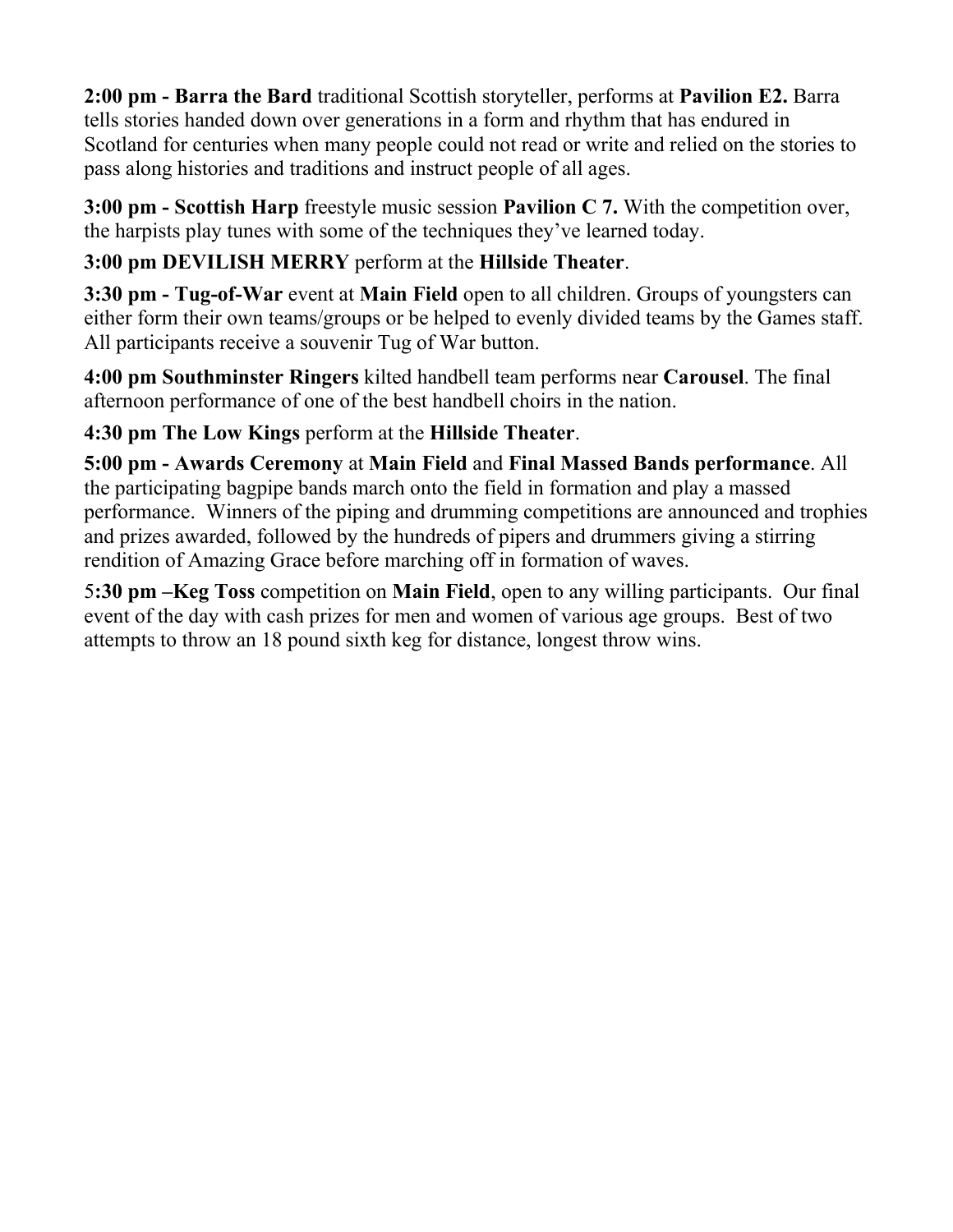**2:00 pm - Barra the Bard** traditional Scottish storyteller, performs at **Pavilion E2.** Barra tells stories handed down over generations in a form and rhythm that has endured in Scotland for centuries when many people could not read or write and relied on the stories to pass along histories and traditions and instruct people of all ages.

**3:00 pm - Scottish Harp** freestyle music session **Pavilion C 7.** With the competition over, the harpists play tunes with some of the techniques they've learned today.

**3:00 pm DEVILISH MERRY** perform at the **Hillside Theater**.

**3:30 pm - Tug-of-War** event at **Main Field** open to all children. Groups of youngsters can either form their own teams/groups or be helped to evenly divided teams by the Games staff. All participants receive a souvenir Tug of War button.

**4:00 pm Southminster Ringers** kilted handbell team performs near **Carousel**. The final afternoon performance of one of the best handbell choirs in the nation.

**4:30 pm The Low Kings** perform at the **Hillside Theater**.

**5:00 pm - Awards Ceremony** at **Main Field** and **Final Massed Bands performance**. All the participating bagpipe bands march onto the field in formation and play a massed performance. Winners of the piping and drumming competitions are announced and trophies and prizes awarded, followed by the hundreds of pipers and drummers giving a stirring rendition of Amazing Grace before marching off in formation of waves.

5**:30 pm –Keg Toss** competition on **Main Field**, open to any willing participants. Our final event of the day with cash prizes for men and women of various age groups. Best of two attempts to throw an 18 pound sixth keg for distance, longest throw wins.